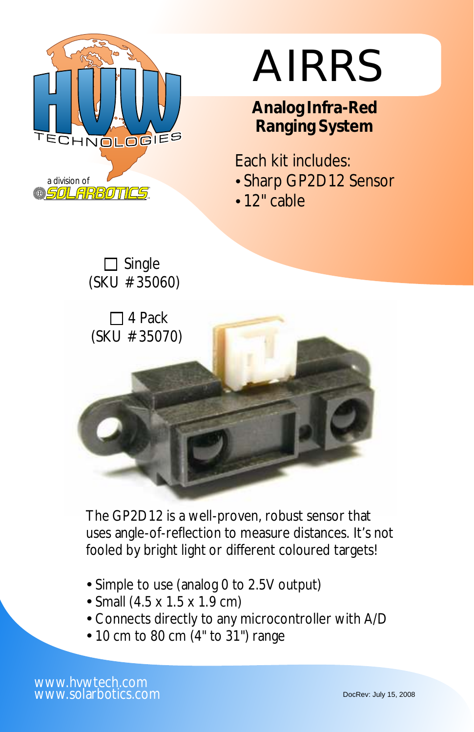HVW TECHNOLOGIES

a division of SOLARBOTICS

# AIRRS

## Analog Infra-Red Ranging System

Each kit includes:

- Sharp GP2D12 Sensor
- 12" cable

☐ Single
(SKU #35060)

☐ 4 Pack
(SKU #35070)

The GP2D12 is a well-proven, robust sensor that uses angle-of-reflection to measure distances. It's not fooled by bright light or different coloured targets!

- Simple to use (analog 0 to 2.5V output)
- Small (4.5 x 1.5 x 1.9 cm)
- Connects directly to any microcontroller with A/D
- 10 cm to 80 cm (4" to 31") range

www.hvwtech.com
www.solarbotics.com

DocRev: July 15, 2008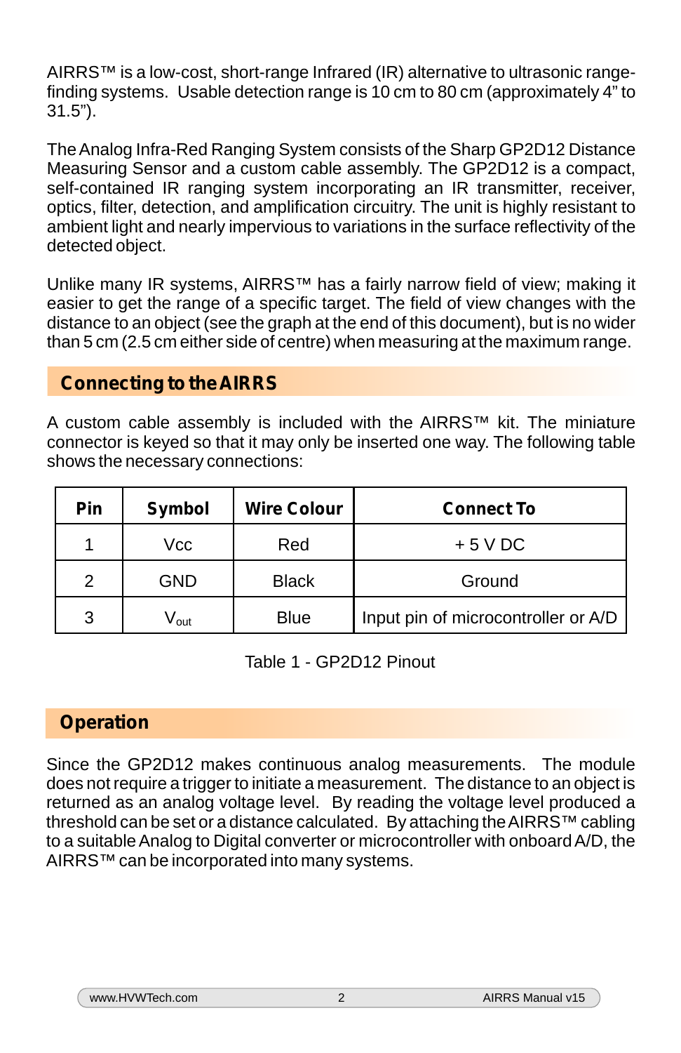AIRRS™ is a low-cost, short-range Infrared (IR) alternative to ultrasonic range-finding systems. Usable detection range is 10 cm to 80 cm (approximately 4" to 31.5").

The Analog Infra-Red Ranging System consists of the Sharp GP2D12 Distance Measuring Sensor and a custom cable assembly. The GP2D12 is a compact, self-contained IR ranging system incorporating an IR transmitter, receiver, optics, filter, detection, and amplification circuitry. The unit is highly resistant to ambient light and nearly impervious to variations in the surface reflectivity of the detected object.

Unlike many IR systems, AIRRS™ has a fairly narrow field of view; making it easier to get the range of a specific target. The field of view changes with the distance to an object (see the graph at the end of this document), but is no wider than 5 cm (2.5 cm either side of centre) when measuring at the maximum range.

## Connecting to the AIRRS

A custom cable assembly is included with the AIRRS™ kit. The miniature connector is keyed so that it may only be inserted one way. The following table shows the necessary connections:

| Pin | Symbol | Wire Colour | Connect To |
|---|---|---|---|
| 1 | Vcc | Red | + 5 V DC |
| 2 | GND | Black | Ground |
| 3 | $V_{out}$ | Blue | Input pin of microcontroller or A/D |

Table 1 - GP2D12 Pinout

## Operation

Since the GP2D12 makes continuous analog measurements. The module does not require a trigger to initiate a measurement. The distance to an object is returned as an analog voltage level. By reading the voltage level produced a threshold can be set or a distance calculated. By attaching the AIRRS™ cabling to a suitable Analog to Digital converter or microcontroller with onboard A/D, the AIRRS™ can be incorporated into many systems.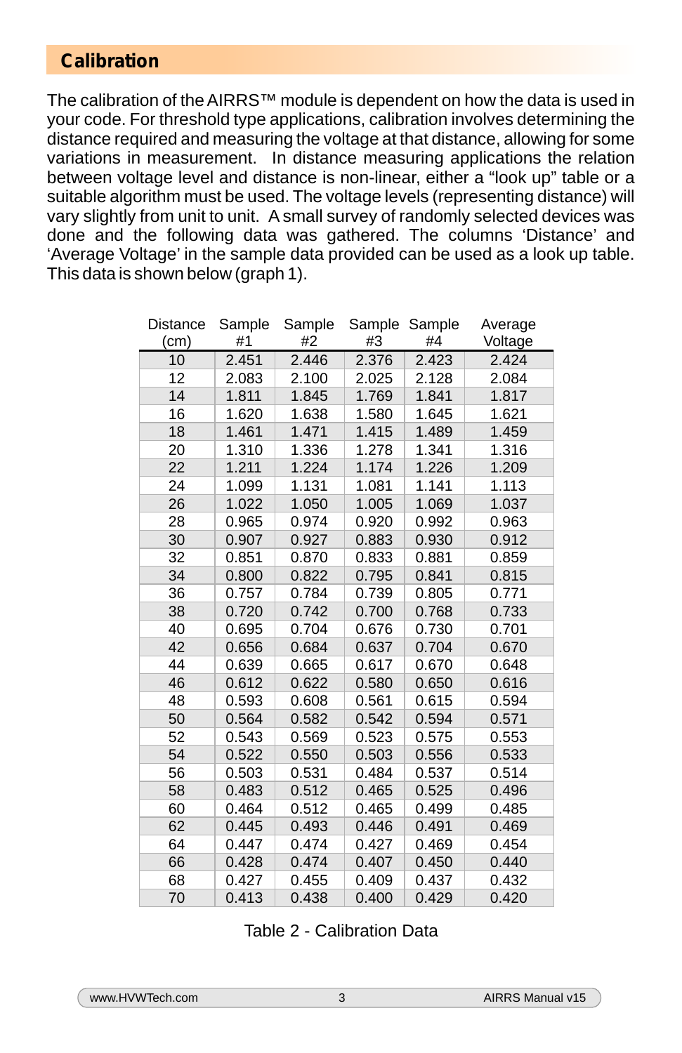## Calibration

The calibration of the AIRRS™ module is dependent on how the data is used in your code. For threshold type applications, calibration involves determining the distance required and measuring the voltage at that distance, allowing for some variations in measurement. In distance measuring applications the relation between voltage level and distance is non-linear, either a "look up" table or a suitable algorithm must be used. The voltage levels (representing distance) will vary slightly from unit to unit. A small survey of randomly selected devices was done and the following data was gathered. The columns 'Distance' and 'Average Voltage' in the sample data provided can be used as a look up table. This data is shown below (graph 1).

| Distance (cm) | Sample #1 | Sample #2 | Sample #3 | Sample #4 | Average Voltage |
|---|---|---|---|---|---|
| 10 | 2.451 | 2.446 | 2.376 | 2.423 | 2.424 |
| 12 | 2.083 | 2.100 | 2.025 | 2.128 | 2.084 |
| 14 | 1.811 | 1.845 | 1.769 | 1.841 | 1.817 |
| 16 | 1.620 | 1.638 | 1.580 | 1.645 | 1.621 |
| 18 | 1.461 | 1.471 | 1.415 | 1.489 | 1.459 |
| 20 | 1.310 | 1.336 | 1.278 | 1.341 | 1.316 |
| 22 | 1.211 | 1.224 | 1.174 | 1.226 | 1.209 |
| 24 | 1.099 | 1.131 | 1.081 | 1.141 | 1.113 |
| 26 | 1.022 | 1.050 | 1.005 | 1.069 | 1.037 |
| 28 | 0.965 | 0.974 | 0.920 | 0.992 | 0.963 |
| 30 | 0.907 | 0.927 | 0.883 | 0.930 | 0.912 |
| 32 | 0.851 | 0.870 | 0.833 | 0.881 | 0.859 |
| 34 | 0.800 | 0.822 | 0.795 | 0.841 | 0.815 |
| 36 | 0.757 | 0.784 | 0.739 | 0.805 | 0.771 |
| 38 | 0.720 | 0.742 | 0.700 | 0.768 | 0.733 |
| 40 | 0.695 | 0.704 | 0.676 | 0.730 | 0.701 |
| 42 | 0.656 | 0.684 | 0.637 | 0.704 | 0.670 |
| 44 | 0.639 | 0.665 | 0.617 | 0.670 | 0.648 |
| 46 | 0.612 | 0.622 | 0.580 | 0.650 | 0.616 |
| 48 | 0.593 | 0.608 | 0.561 | 0.615 | 0.594 |
| 50 | 0.564 | 0.582 | 0.542 | 0.594 | 0.571 |
| 52 | 0.543 | 0.569 | 0.523 | 0.575 | 0.553 |
| 54 | 0.522 | 0.550 | 0.503 | 0.556 | 0.533 |
| 56 | 0.503 | 0.531 | 0.484 | 0.537 | 0.514 |
| 58 | 0.483 | 0.512 | 0.465 | 0.525 | 0.496 |
| 60 | 0.464 | 0.512 | 0.465 | 0.499 | 0.485 |
| 62 | 0.445 | 0.493 | 0.446 | 0.491 | 0.469 |
| 64 | 0.447 | 0.474 | 0.427 | 0.469 | 0.454 |
| 66 | 0.428 | 0.474 | 0.407 | 0.450 | 0.440 |
| 68 | 0.427 | 0.455 | 0.409 | 0.437 | 0.432 |
| 70 | 0.413 | 0.438 | 0.400 | 0.429 | 0.420 |

Table 2 - Calibration Data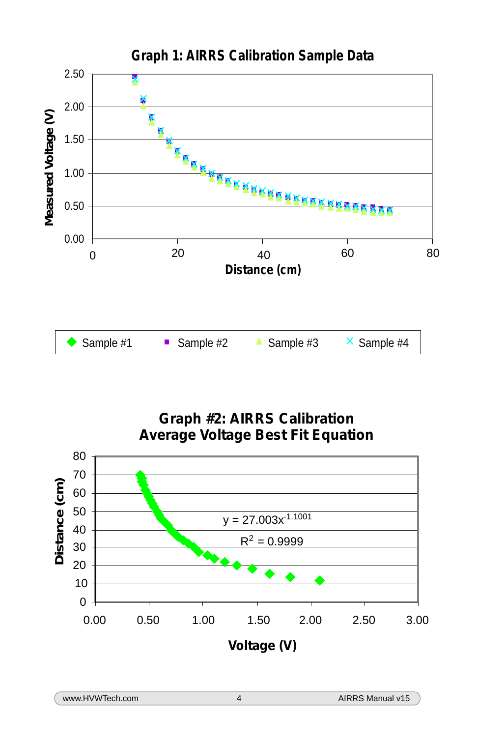**Graph 1: AIRRS Calibration Sample Data**

Measured Voltage (V) vs. Distance (cm)

Sample #1, Sample #2, Sample #3, Sample #4

**Graph #2: AIRRS Calibration Average Voltage Best Fit Equation**

Distance (cm) vs. Voltage (V)

$y = 27.003x^{-1.1001}$

$R^2 = 0.9999$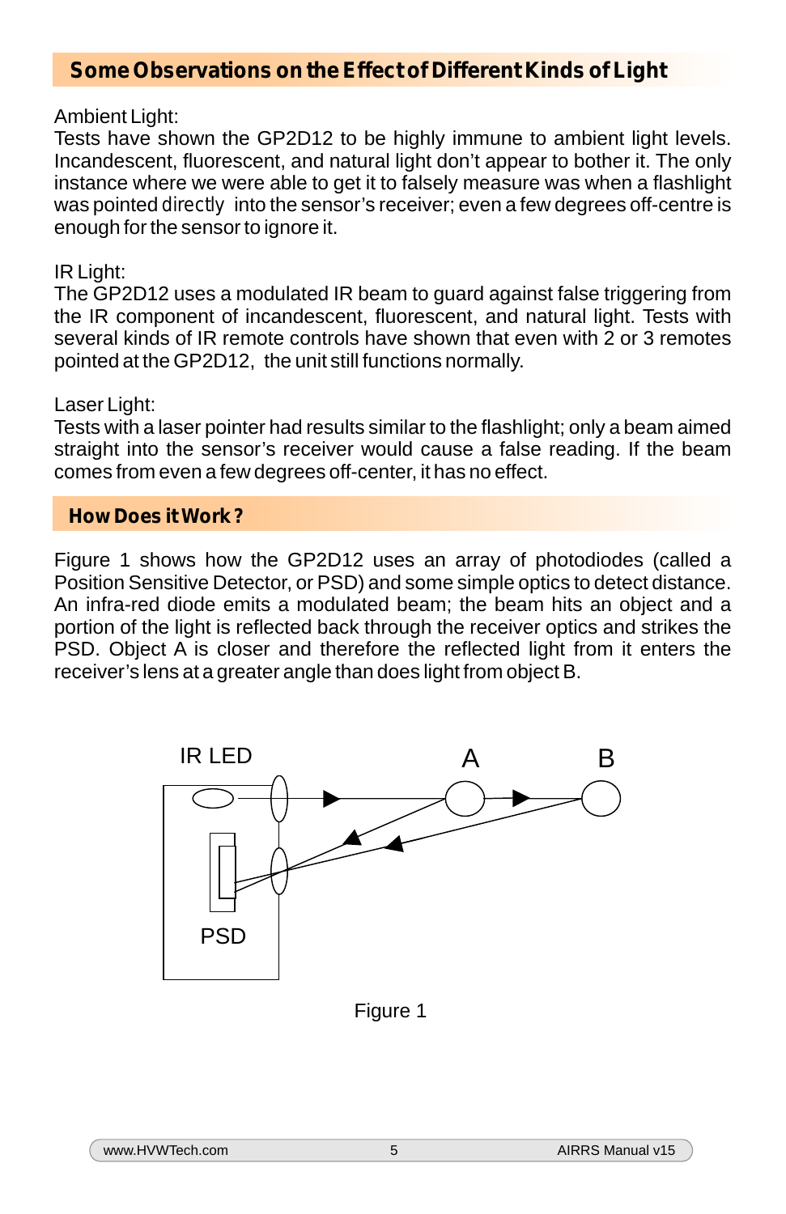## Some Observations on the Effect of Different Kinds of Light

Ambient Light:
Tests have shown the GP2D12 to be highly immune to ambient light levels. Incandescent, fluorescent, and natural light don't appear to bother it. The only instance where we were able to get it to falsely measure was when a flashlight was pointed directly into the sensor's receiver; even a few degrees off-centre is enough for the sensor to ignore it.

IR Light:
The GP2D12 uses a modulated IR beam to guard against false triggering from the IR component of incandescent, fluorescent, and natural light. Tests with several kinds of IR remote controls have shown that even with 2 or 3 remotes pointed at the GP2D12, the unit still functions normally.

Laser Light:
Tests with a laser pointer had results similar to the flashlight; only a beam aimed straight into the sensor's receiver would cause a false reading. If the beam comes from even a few degrees off-center, it has no effect.

## How Does it Work ?

Figure 1 shows how the GP2D12 uses an array of photodiodes (called a Position Sensitive Detector, or PSD) and some simple optics to detect distance. An infra-red diode emits a modulated beam; the beam hits an object and a portion of the light is reflected back through the receiver optics and strikes the PSD. Object A is closer and therefore the reflected light from it enters the receiver's lens at a greater angle than does light from object B.

IR LED A B PSD

Figure 1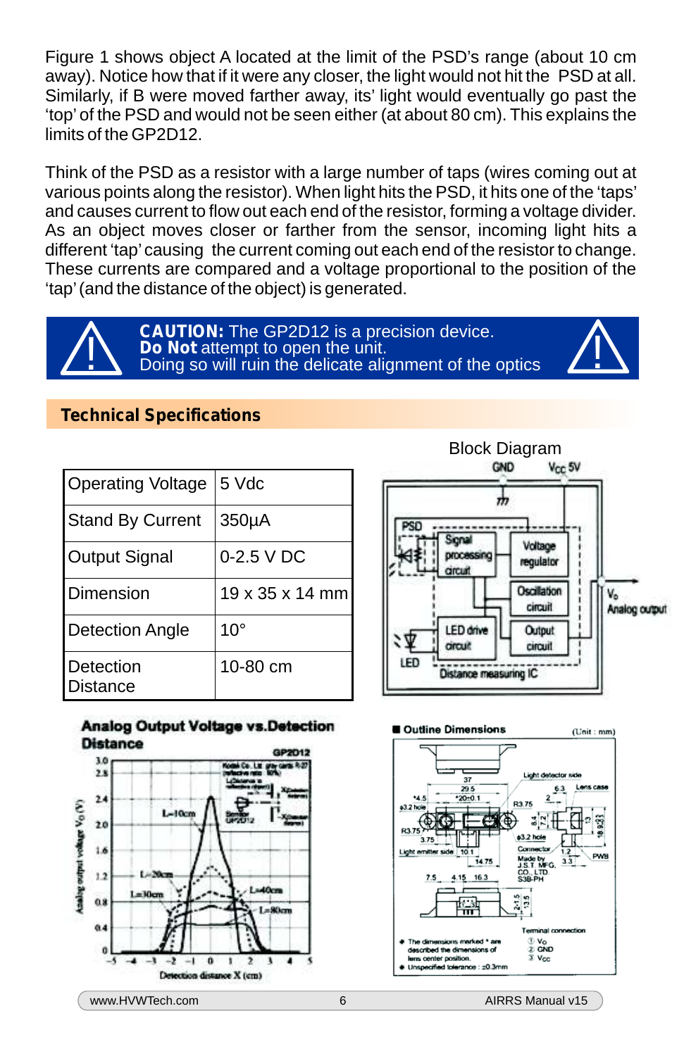Figure 1 shows object A located at the limit of the PSD's range (about 10 cm away). Notice how that if it were any closer, the light would not hit the PSD at all. Similarly, if B were moved farther away, its' light would eventually go past the 'top' of the PSD and would not be seen either (at about 80 cm). This explains the limits of the GP2D12.

Think of the PSD as a resistor with a large number of taps (wires coming out at various points along the resistor). When light hits the PSD, it hits one of the 'taps' and causes current to flow out each end of the resistor, forming a voltage divider. As an object moves closer or farther from the sensor, incoming light hits a different 'tap' causing the current coming out each end of the resistor to change. These currents are compared and a voltage proportional to the position of the 'tap' (and the distance of the object) is generated.

**CAUTION:** The GP2D12 is a precision device.
**Do Not** attempt to open the unit.
Doing so will ruin the delicate alignment of the optics

## Technical Specifications

| Operating Voltage | 5 Vdc |
|---|---|
| Stand By Current | 350µA |
| Output Signal | 0-2.5 V DC |
| Dimension | 19 x 35 x 14 mm |
| Detection Angle | 10° |
| Detection Distance | 10-80 cm |

Block Diagram

Analog Output Voltage vs.Detection Distance

Outline Dimensions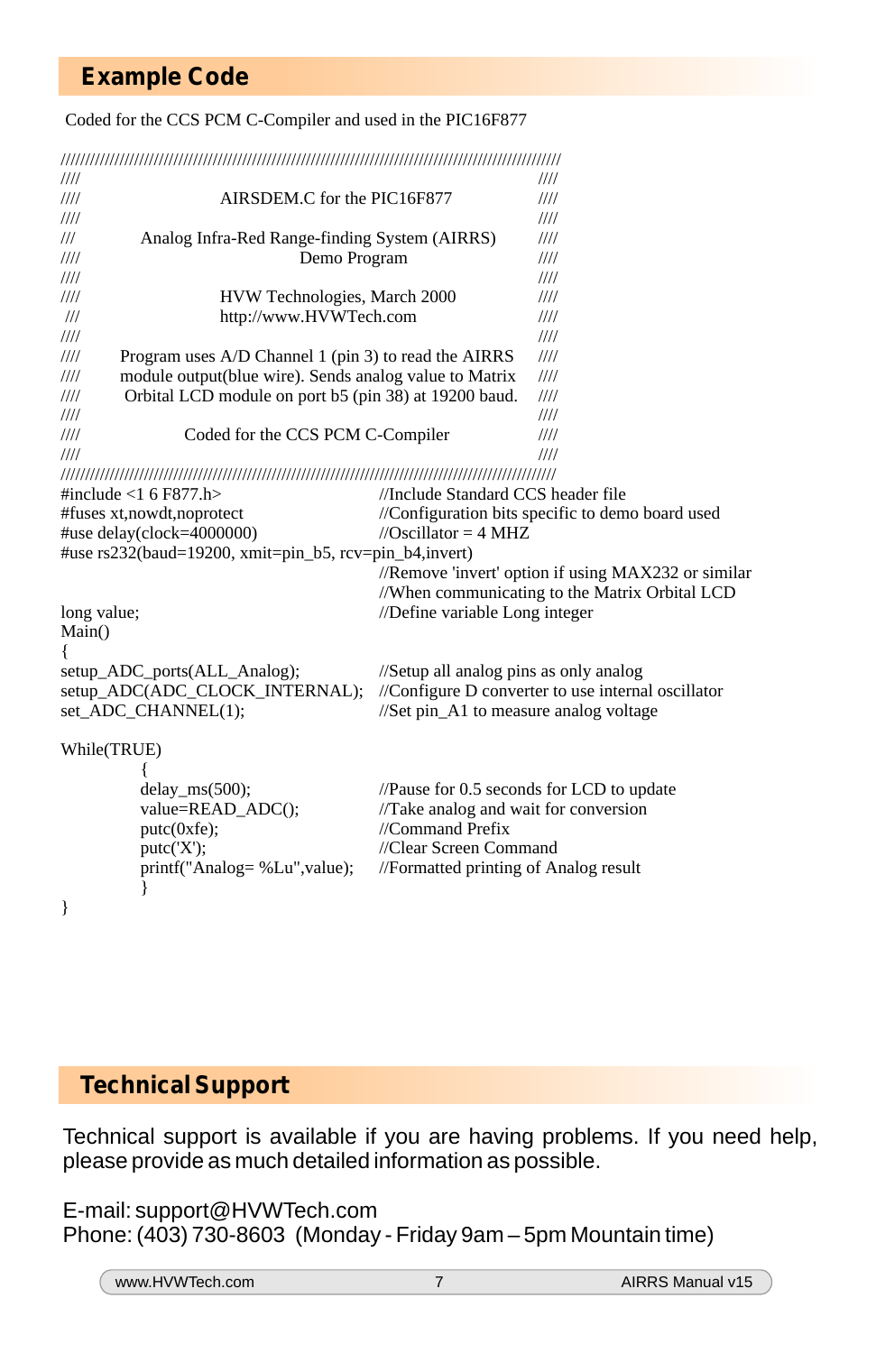## Example Code

Coded for the CCS PCM C-Compiler and used in the PIC16F877

```
//////////////////////////////////////////////////////////////////////////////////////////////////
////                                                                              ////
////                  AIRSDEM.C for the PIC16F877                                 ////
////                                                                              ////
///        Analog Infra-Red Range-finding System (AIRRS)                          ////
////                        Demo Program                                          ////
////                                                                              ////
////                  HVW Technologies, March 2000                                ////
 ///                  http://www.HVWTech.com                                      ////
////                                                                              ////
////     Program uses A/D Channel 1 (pin 3) to read the AIRRS                     ////
////     module output(blue wire). Sends analog value to Matrix                   ////
////      Orbital LCD module on port b5 (pin 38) at 19200 baud.                   ////
////                                                                              ////
////              Coded for the CCS PCM C-Compiler                                ////
////                                                                              ////
//////////////////////////////////////////////////////////////////////////////////////////////////
#include <1 6 F877.h>                      //Include Standard CCS header file
#fuses xt,nowdt,noprotect                  //Configuration bits specific to demo board used
#use delay(clock=4000000)                  //Oscillator = 4 MHZ
#use rs232(baud=19200, xmit=pin_b5, rcv=pin_b4,invert)
                                           //Remove 'invert' option if using MAX232 or similar
                                           //When communicating to the Matrix Orbital LCD
long value;                                //Define variable Long integer
Main()
{
setup_ADC_ports(ALL_Analog);               //Setup all analog pins as only analog
setup_ADC(ADC_CLOCK_INTERNAL);             //Configure D converter to use internal oscillator
set_ADC_CHANNEL(1);                        //Set pin_A1 to measure analog voltage

While(TRUE)
          {
          delay_ms(500);                   //Pause for 0.5 seconds for LCD to update
          value=READ_ADC();                //Take analog and wait for conversion
          putc(0xfe);                      //Command Prefix
          putc('X');                       //Clear Screen Command
          printf("Analog= %Lu",value);     //Formatted printing of Analog result
          }
}
```

## Technical Support

Technical support is available if you are having problems. If you need help, please provide as much detailed information as possible.

E-mail: support@HVWTech.com
Phone: (403) 730-8603 (Monday - Friday 9am – 5pm Mountain time)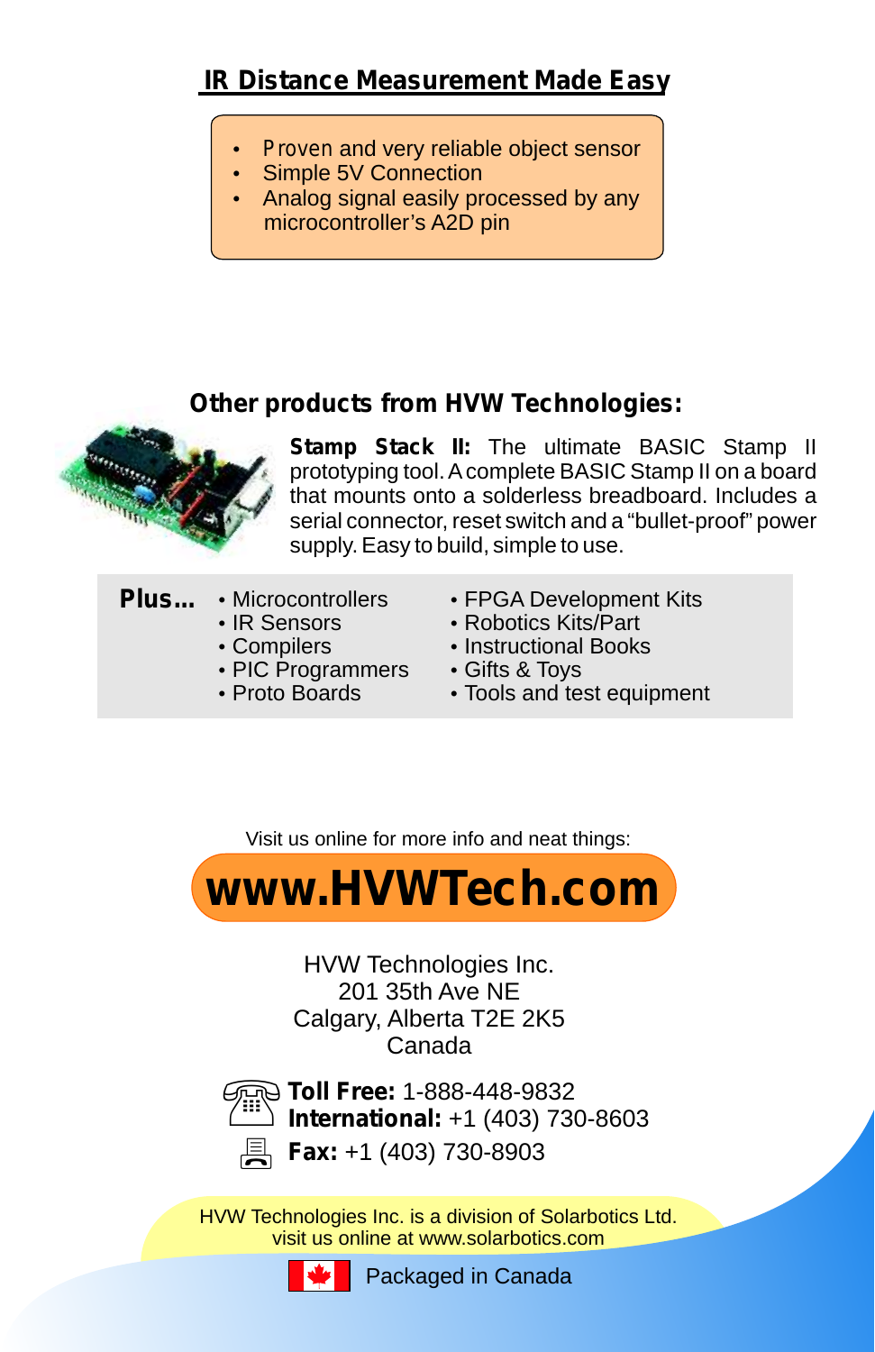## IR Distance Measurement Made Easy

- Proven and very reliable object sensor
- Simple 5V Connection
- Analog signal easily processed by any microcontroller's A2D pin

## Other products from HVW Technologies:

**Stamp Stack II:** The ultimate BASIC Stamp II prototyping tool. A complete BASIC Stamp II on a board that mounts onto a solderless breadboard. Includes a serial connector, reset switch and a "bullet-proof" power supply. Easy to build, simple to use.

**Plus...**

- Microcontrollers
- IR Sensors
- Compilers
- PIC Programmers
- Proto Boards
- FPGA Development Kits
- Robotics Kits/Part
- Instructional Books
- Gifts & Toys
- Tools and test equipment

Visit us online for more info and neat things:

**www.HVWTech.com**

HVW Technologies Inc.
201 35th Ave NE
Calgary, Alberta T2E 2K5
Canada

**Toll Free:** 1-888-448-9832
**International:** +1 (403) 730-8603
**Fax:** +1 (403) 730-8903

HVW Technologies Inc. is a division of Solarbotics Ltd.
visit us online at www.solarbotics.com

Packaged in Canada